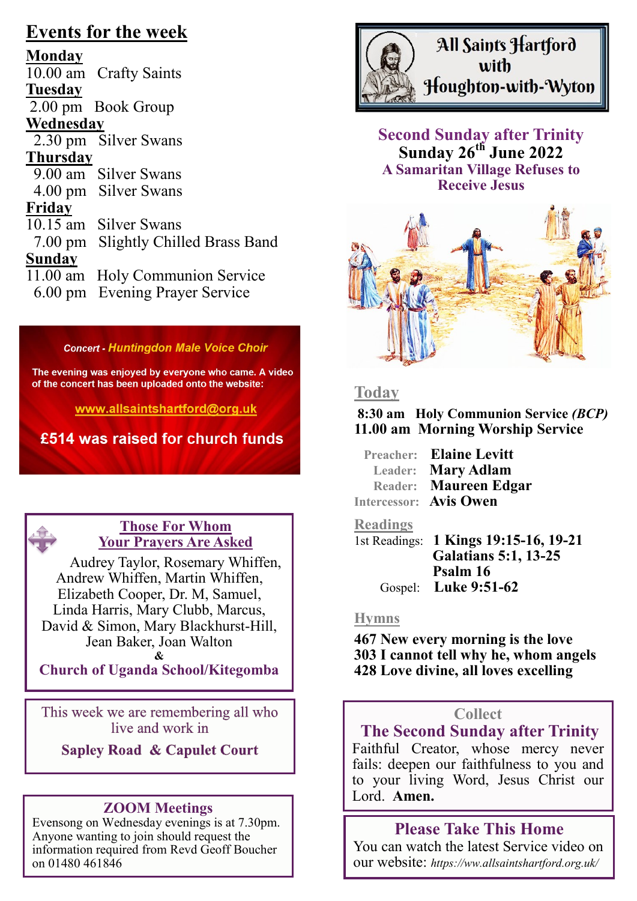## Events for the week

**Monday**
10.00 am Crafty Saints

**Tuesday**
2.00 pm Book Group

**Wednesday**
2.30 pm Silver Swans

**Thursday**
9.00 am Silver Swans
4.00 pm Silver Swans

**Friday**
10.15 am Silver Swans
7.00 pm Slightly Chilled Brass Band

**Sunday**
11.00 am Holy Communion Service
6.00 pm Evening Prayer Service

**Concert - Huntingdon Male Voice Choir**

The evening was enjoyed by everyone who came. A video of the concert has been uploaded onto the website:

www.allsaintshartford@org.uk

**£514 was raised for church funds**

### Those For Whom Your Prayers Are Asked

Audrey Taylor, Rosemary Whiffen, Andrew Whiffen, Martin Whiffen, Elizabeth Cooper, Dr. M, Samuel, Linda Harris, Mary Clubb, Marcus, David & Simon, Mary Blackhurst-Hill, Jean Baker, Joan Walton
&
**Church of Uganda School/Kitegomba**

This week we are remembering all who live and work in

**Sapley Road & Capulet Court**

### ZOOM Meetings

Evensong on Wednesday evenings is at 7.30pm. Anyone wanting to join should request the information required from Revd Geoff Boucher on 01480 461846

# All Saints Hartford with Houghton-with-Wyton

## Second Sunday after Trinity
**Sunday 26th June 2022**
**A Samaritan Village Refuses to Receive Jesus**

### Today

**8:30 am Holy Communion Service *(BCP)***
**11.00 am Morning Worship Service**

Preacher: **Elaine Levitt**
Leader: **Mary Adlam**
Reader: **Maureen Edgar**
Intercessor: **Avis Owen**

### Readings

1st Readings: **1 Kings 19:15-16, 19-21**
**Galatians 5:1, 13-25**
**Psalm 16**
Gospel: **Luke 9:51-62**

### Hymns

**467 New every morning is the love**
**303 I cannot tell why he, whom angels**
**428 Love divine, all loves excelling**

### Collect
**The Second Sunday after Trinity**

Faithful Creator, whose mercy never fails: deepen our faithfulness to you and to your living Word, Jesus Christ our Lord. **Amen.**

### Please Take This Home

You can watch the latest Service video on our website: *https://ww.allsaintshartford.org.uk/*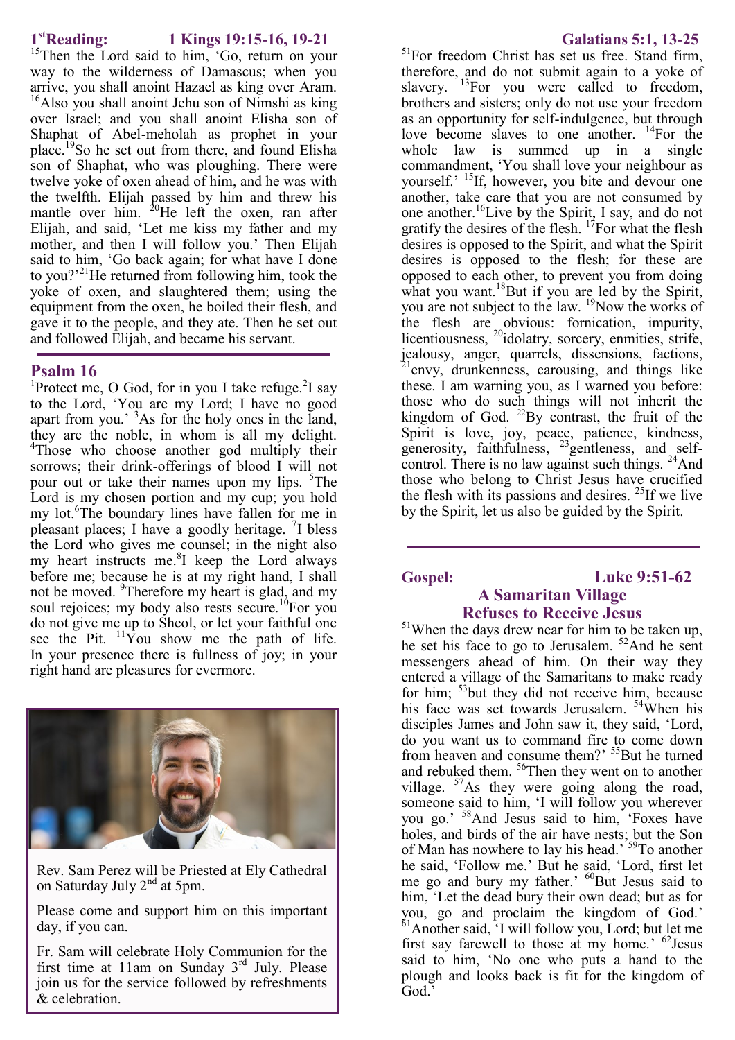## 1st Reading: 1 Kings 19:15-16, 19-21

[15]Then the Lord said to him, 'Go, return on your way to the wilderness of Damascus; when you arrive, you shall anoint Hazael as king over Aram. [16]Also you shall anoint Jehu son of Nimshi as king over Israel; and you shall anoint Elisha son of Shaphat of Abel-meholah as prophet in your place.[19]So he set out from there, and found Elisha son of Shaphat, who was ploughing. There were twelve yoke of oxen ahead of him, and he was with the twelfth. Elijah passed by him and threw his mantle over him. [20]He left the oxen, ran after Elijah, and said, 'Let me kiss my father and my mother, and then I will follow you.' Then Elijah said to him, 'Go back again; for what have I done to you?'[21]He returned from following him, took the yoke of oxen, and slaughtered them; using the equipment from the oxen, he boiled their flesh, and gave it to the people, and they ate. Then he set out and followed Elijah, and became his servant.

## Psalm 16

[1]Protect me, O God, for in you I take refuge.[2]I say to the Lord, 'You are my Lord; I have no good apart from you.' [3]As for the holy ones in the land, they are the noble, in whom is all my delight. [4]Those who choose another god multiply their sorrows; their drink-offerings of blood I will not pour out or take their names upon my lips. [5]The Lord is my chosen portion and my cup; you hold my lot.[6]The boundary lines have fallen for me in pleasant places; I have a goodly heritage. [7]I bless the Lord who gives me counsel; in the night also my heart instructs me.[8]I keep the Lord always before me; because he is at my right hand, I shall not be moved. [9]Therefore my heart is glad, and my soul rejoices; my body also rests secure.[10]For you do not give me up to Sheol, or let your faithful one see the Pit. [11]You show me the path of life. In your presence there is fullness of joy; in your right hand are pleasures for evermore.

Rev. Sam Perez will be Priested at Ely Cathedral on Saturday July 2nd at 5pm.

Please come and support him on this important day, if you can.

Fr. Sam will celebrate Holy Communion for the first time at 11am on Sunday 3rd July. Please join us for the service followed by refreshments & celebration.

## Galatians 5:1, 13-25

[51]For freedom Christ has set us free. Stand firm, therefore, and do not submit again to a yoke of slavery. [13]For you were called to freedom, brothers and sisters; only do not use your freedom as an opportunity for self-indulgence, but through love become slaves to one another. [14]For the whole law is summed up in a single commandment, 'You shall love your neighbour as yourself.' [15]If, however, you bite and devour one another, take care that you are not consumed by one another.[16]Live by the Spirit, I say, and do not gratify the desires of the flesh. [17]For what the flesh desires is opposed to the Spirit, and what the Spirit desires is opposed to the flesh; for these are opposed to each other, to prevent you from doing what you want.[18]But if you are led by the Spirit, you are not subject to the law. [19]Now the works of the flesh are obvious: fornication, impurity, licentiousness, [20]idolatry, sorcery, enmities, strife, jealousy, anger, quarrels, dissensions, factions, [21]envy, drunkenness, carousing, and things like these. I am warning you, as I warned you before: those who do such things will not inherit the kingdom of God. [22]By contrast, the fruit of the Spirit is love, joy, peace, patience, kindness, generosity, faithfulness, [23]gentleness, and self-control. There is no law against such things. [24]And those who belong to Christ Jesus have crucified the flesh with its passions and desires. [25]If we live by the Spirit, let us also be guided by the Spirit.

## Gospel: Luke 9:51-62

### A Samaritan Village Refuses to Receive Jesus

[51]When the days drew near for him to be taken up, he set his face to go to Jerusalem. [52]And he sent messengers ahead of him. On their way they entered a village of the Samaritans to make ready for him; [53]but they did not receive him, because his face was set towards Jerusalem. [54]When his disciples James and John saw it, they said, 'Lord, do you want us to command fire to come down from heaven and consume them?' [55]But he turned and rebuked them. [56]Then they went on to another village. [57]As they were going along the road, someone said to him, 'I will follow you wherever you go.' [58]And Jesus said to him, 'Foxes have holes, and birds of the air have nests; but the Son of Man has nowhere to lay his head.' [59]To another he said, 'Follow me.' But he said, 'Lord, first let me go and bury my father.' [60]But Jesus said to him, 'Let the dead bury their own dead; but as for you, go and proclaim the kingdom of God.' [61]Another said, 'I will follow you, Lord; but let me first say farewell to those at my home.' [62]Jesus said to him, 'No one who puts a hand to the plough and looks back is fit for the kingdom of God.'